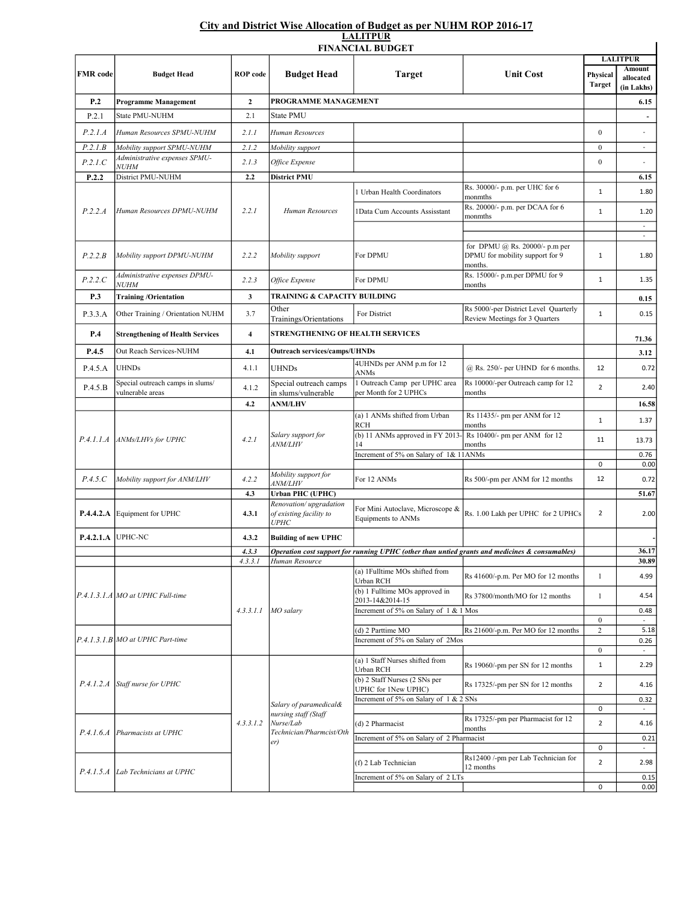## City and District Wise Allocation of Budget as per NUHM ROP 2016-17

### LALITPUR

### FINANCIAL BUDGET

| FMR code | Budget Head | ROP code | Budget Head | Target | Unit Cost | LALITPUR | |
|---|---|---|---|---|---|---|---|
| | | | | | | Physical Target | Amount allocated (in Lakhs) |
| **P.2** | **Programme Management** | **2** | **PROGRAMME MANAGEMENT** | | | | **6.15** |
| P.2.1 | State PMU-NUHM | 2.1 | State PMU | | | | - |
| *P.2.1.A* | *Human Resources SPMU-NUHM* | *2.1.1* | *Human Resources* | | | 0 | - |
| *P.2.1.B* | *Mobility support SPMU-NUHM* | *2.1.2* | *Mobility support* | | | 0 | - |
| *P.2.1.C* | *Administrative expenses SPMU-NUHM* | *2.1.3* | *Office Expense* | | | 0 | - |
| **P.2.2** | District PMU-NUHM | **2.2** | **District PMU** | | | | **6.15** |
| *P.2.2.A* | *Human Resources DPMU-NUHM* | *2.2.1* | *Human Resources* | 1 Urban Health Coordinators | Rs. 30000/- p.m. per UHC for 6 monmths | 1 | 1.80 |
| | | | | 1Data Cum Accounts Assisstant | Rs. 20000/- p.m. per DCAA for 6 monmths | 1 | 1.20 |
| | | | | | | | - |
| | | | | | | | - |
| *P.2.2.B* | *Mobility support DPMU-NUHM* | *2.2.2* | *Mobility support* | For DPMU | for DPMU @ Rs. 20000/- p.m per DPMU for mobility support for 9 months. | 1 | 1.80 |
| *P.2.2.C* | *Administrative expenses DPMU-NUHM* | *2.2.3* | *Office Expense* | For DPMU | Rs. 15000/- p.m.per DPMU for 9 months | 1 | 1.35 |
| **P.3** | **Training /Orientation** | **3** | **TRAINING & CAPACITY BUILDING** | | | | **0.15** |
| P.3.3.A | Other Training / Orientation NUHM | 3.7 | Other Trainings/Orientations | For District | Rs 5000/-per District Level Quarterly Review Meetings for 3 Quarters | 1 | 0.15 |
| **P.4** | **Strengthening of Health Services** | **4** | **STRENGTHENING OF HEALTH SERVICES** | | | | **71.36** |
| **P.4.5** | Out Reach Services-NUHM | **4.1** | **Outreach services/camps/UHNDs** | | | | **3.12** |
| P.4.5.A | UHNDs | 4.1.1 | UHNDs | 4UHNDs per ANM p.m for 12 ANMs | @ Rs. 250/- per UHND for 6 months. | 12 | 0.72 |
| P.4.5.B | Special outreach camps in slums/ vulnerable areas | 4.1.2 | Special outreach camps in slums/vulnerable | 1 Outreach Camp per UPHC area per Month for 2 UPHCs | Rs 10000/-per Outreach camp for 12 months | 2 | 2.40 |
| | | **4.2** | **ANM/LHV** | | | | **16.58** |
| *P.4.1.1.A* | *ANMs/LHVs for UPHC* | *4.2.1* | *Salary support for ANM/LHV* | (a) 1 ANMs shifted from Urban RCH | Rs 11435/- pm per ANM for 12 months | 1 | 1.37 |
| | | | | (b) 11 ANMs approved in FY 2013-14 | Rs 10400/- pm per ANM for 12 months | 11 | 13.73 |
| | | | | Increment of 5% on Salary of 1& 11ANMs | | | 0.76 |
| | | | | | | 0 | 0.00 |
| *P.4.5.C* | *Mobility support for ANM/LHV* | *4.2.2* | *Mobility support for ANM/LHV* | For 12 ANMs | Rs 500/-pm per ANM for 12 months | 12 | 0.72 |
| | | **4.3** | **Urban PHC (UPHC)** | | | | **51.67** |
| **P.4.4.2.A** | Equipment for UPHC | **4.3.1** | *Renovation/ upgradation of existing facility to UPHC* | For Mini Autoclave, Microscope & Equipments to ANMs | Rs. 1.00 Lakh per UPHC for 2 UPHCs | 2 | 2.00 |
| **P.4.2.1.A** | UPHC-NC | **4.3.2** | **Building of new UPHC** | | | | - |
| | | *4.3.3* | ***Operation cost support for running UPHC (other than untied grants and medicines & consumables)*** | | | | **36.17** |
| | | *4.3.3.1* | *Human Resource* | | | | **30.89** |
| *P.4.1.3.1.A* | *MO at UPHC Full-time* | *4.3.3.1.1* | *MO salary* | (a) 1Fulltime MOs shifted from Urban RCH | Rs 41600/-p.m. Per MO for 12 months | 1 | 4.99 |
| | | | | (b) 1 Fulltime MOs approved in 2013-14&2014-15 | Rs 37800/month/MO for 12 months | 1 | 4.54 |
| | | | | Increment of 5% on Salary of 1 & 1 Mos | | | 0.48 |
| | | | | | | 0 | - |
| *P.4.1.3.1.B* | *MO at UPHC Part-time* | | | (d) 2 Parttime MO | Rs 21600/-p.m. Per MO for 12 months | 2 | 5.18 |
| | | | | Increment of 5% on Salary of 2Mos | | | 0.26 |
| | | | | | | 0 | - |
| *P.4.1.2.A* | *Staff nurse for UPHC* | *4.3.3.1.2* | *Salary of paramedical& nursing staff (Staff Nurse/Lab Technician/Pharmcist/Other)* | (a) 1 Staff Nurses shifted from Urban RCH | Rs 19060/-pm per SN for 12 months | 1 | 2.29 |
| | | | | (b) 2 Staff Nurses (2 SNs per UPHC for 1New UPHC) | Rs 17325/-pm per SN for 12 months | 2 | 4.16 |
| | | | | Increment of 5% on Salary of 1 & 2 SNs | | | 0.32 |
| | | | | | | 0 | - |
| *P.4.1.6.A* | *Pharmacists at UPHC* | | | (d) 2 Pharmacist | Rs 17325/-pm per Pharmacist for 12 months | 2 | 4.16 |
| | | | | Increment of 5% on Salary of 2 Pharmacist | | | 0.21 |
| | | | | | | 0 | - |
| *P.4.1.5.A* | *Lab Technicians at UPHC* | | | (f) 2 Lab Technician | Rs12400 /-pm per Lab Technician for 12 months | 2 | 2.98 |
| | | | | Increment of 5% on Salary of 2 LTs | | | 0.15 |
| | | | | | | 0 | 0.00 |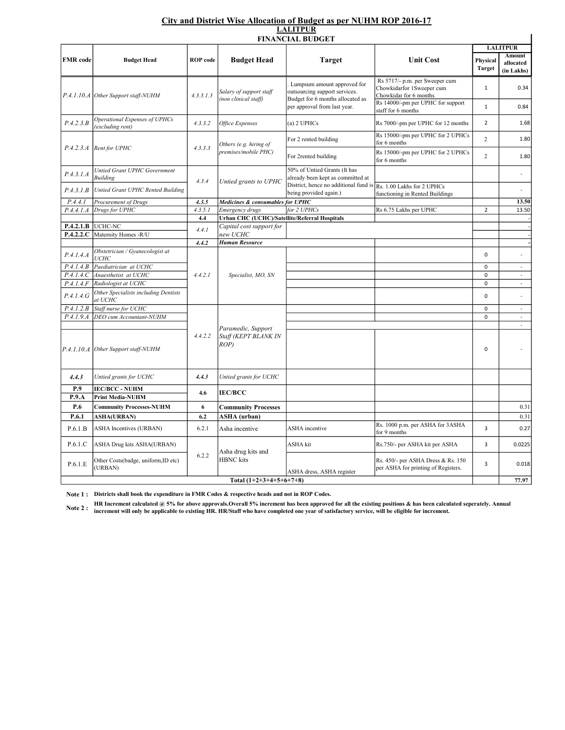## City and District Wise Allocation of Budget as per NUHM ROP 2016-17

### LALITPUR

### FINANCIAL BUDGET

| FMR code | Budget Head | ROP code | Budget Head | Target | Unit Cost | LALITPUR Physical Target | LALITPUR Amount allocated (in Lakhs) |
|---|---|---|---|---|---|---|---|
| *P.4.1.10.A* | *Other Support staff-NUHM* | *4.3.3.1.3* | *Salary of support staff (non clinical staff)* | . Lumpsum amount approved for outsourcing support services. Budget for 6 months allocated as per approval from last year. | Rs 5717/- p.m. per Sweeper cum Chowkidarfor 1Sweeper cum Chowkidar for 6 months | 1 | 0.34 |
| | | | | | Rs 14000/-pm per UPHC for support staff for 6 months | 1 | 0.84 |
| *P.4.2.3.B* | *Operational Expenses of UPHCs (excluding rent)* | *4.3.3.2* | *Office Expenses* | (a) 2 UPHCs | Rs 7000/-pm per UPHC for 12 months | 2 | 1.68 |
| *P.4.2.3.A* | *Rent for UPHC* | *4.3.3.3* | *Others (e.g. hiring of premises/mobile PHC)* | For 2 rented building | Rs 15000/-pm per UPHC for 2 UPHCs for 6 months | 2 | 1.80 |
| | | | | For 2rented building | Rs 15000/-pm per UPHC for 2 UPHCs for 6 months | 2 | 1.80 |
| *P.4.3.1.A* | *Untied Grant UPHC Government Building* | *4.3.4* | *Untied grants to UPHC* | 50% of Untied Grants (It has already been kept as committed at District, hence no additional fund is being provided again.) | | | - |
| *P.4.3.1.B* | *Untied Grant UPHC Rented Building* | | | | Rs. 1.00 Lakhs for 2 UPHCs functioning in Rented Buildings | | - |
| *P.4.4.1* | *Procurement of Drugs* | ***4.3.5*** | ***Medicines & consumables for UPHC*** | | | | **13.50** |
| *P.4.4.1.A* | *Drugs for UPHC* | *4.3.5.1* | *Emergency drugs* | *for 2 UPHCs* | Rs 6.75 Lakhs per UPHC | 2 | 13.50 |
| | | **4.4** | **Urban CHC (UCHC)/Satellite/Referral Hospitals** | | | | - |
| **P.4.2.1.B** | UCHC-NC | *4.4.1* | *Capital cost support for new UCHC* | | | | - |
| **P.4.2.2.C** | Maternity Homes -R/U | | | | | | - |
| | | ***4.4.2*** | ***Human Resource*** | | | | - |
| *P.4.1.4.A* | *Obstetrician / Gyanecologist at UCHC* | *4.4.2.1* | *Specialist, MO, SN* | | | 0 | - |
| *P.4.1.4.B* | *Paediatrician at UCHC* | | | | | 0 | - |
| *P.4.1.4.C* | *Anaesthetist at UCHC* | | | | | 0 | - |
| *P.4.1.4.F* | *Radiologist at UCHC* | | | | | 0 | - |
| *P.4.1.4.G* | *Other Specialists including Dentists at UCHC* | | | | | 0 | - |
| *P.4.1.2.B* | *Staff nurse for UCHC* | *4.4.2.2* | *Paramedic, Support Staff (KEPT BLANK IN ROP)* | | | 0 | - |
| *P.4.1.9.A* | *DEO cum Accountant-NUHM* | | | | | 0 | - |
| | | | | | | | - |
| *P.4.1.10.A* | *Other Support staff-NUHM* | | | | | 0 | - |
| ***4.4.3*** | *Untied grants for UCHC* | ***4.4.3*** | *Untied grants for UCHC* | | | | |
| **P.9** | **IEC/BCC - NUHM** | **4.6** | **IEC/BCC** | | | | |
| **P.9.A** | **Print Media-NUHM** | | | | | | |
| **P.6** | **Community Processes-NUHM** | **6** | **Community Processes** | | | | 0.31 |
| **P.6.1** | **ASHA(URBAN)** | **6.2** | **ASHA (urban)** | | | | 0.31 |
| P.6.1.B | ASHA Incentives (URBAN) | 6.2.1 | Asha incentive | ASHA incentive | Rs. 1000 p.m. per ASHA for 3ASHA for 9 months | 3 | 0.27 |
| P.6.1.C | ASHA Drug kits ASHA(URBAN) | 6.2.2 | Asha drug kits and HBNC kits | ASHA kit | Rs.750/- per ASHA kit per ASHA | 3 | 0.0225 |
| P.6.1.E | Other Costs(badge, uniform,ID etc) (URBAN) | | | ASHA dress, ASHA register | Rs. 450/- per ASHA Dress & Rs. 150 per ASHA for printing of Registers. | 3 | 0.018 |
| **Total (1+2+3+4+5+6+7+8)** | | | | | | | **77.97** |

**Note 1 : Districts shall book the expenditure in FMR Codes & respective heads and not in ROP Codes.**

**Note 2 : HR Increment calculated @ 5% for above approvals.Overall 5% increment has been approved for all the existing positions & has been calculated seperately. Annual increment will only be applicable to existing HR. HR/Staff who have completed one year of satisfactory service, will be eligible for increment.**